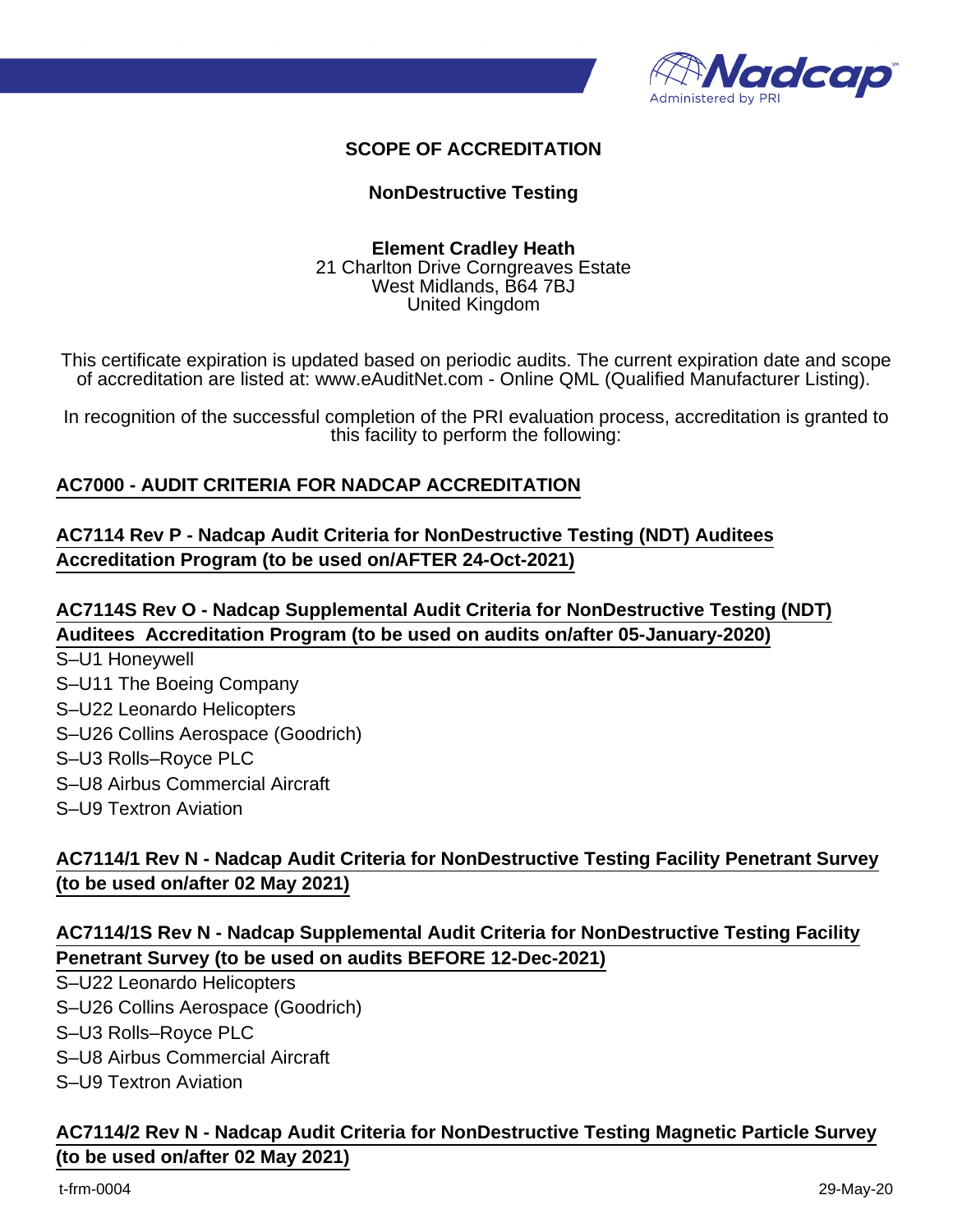# SCOPE OF ACCREDITATION

## NonDestructive Testing

**Element Cradley Heath**
21 Charlton Drive Corngreaves Estate
West Midlands, B64 7BJ
United Kingdom

This certificate expiration is updated based on periodic audits. The current expiration date and scope of accreditation are listed at: www.eAuditNet.com - Online QML (Qualified Manufacturer Listing).

In recognition of the successful completion of the PRI evaluation process, accreditation is granted to this facility to perform the following:

### AC7000 - AUDIT CRITERIA FOR NADCAP ACCREDITATION

### AC7114 Rev P - Nadcap Audit Criteria for NonDestructive Testing (NDT) Auditees Accreditation Program (to be used on/AFTER 24-Oct-2021)

### AC7114S Rev O - Nadcap Supplemental Audit Criteria for NonDestructive Testing (NDT) Auditees Accreditation Program (to be used on audits on/after 05-January-2020)

S–U1 Honeywell
S–U11 The Boeing Company
S–U22 Leonardo Helicopters
S–U26 Collins Aerospace (Goodrich)
S–U3 Rolls–Royce PLC
S–U8 Airbus Commercial Aircraft
S–U9 Textron Aviation

### AC7114/1 Rev N - Nadcap Audit Criteria for NonDestructive Testing Facility Penetrant Survey (to be used on/after 02 May 2021)

### AC7114/1S Rev N - Nadcap Supplemental Audit Criteria for NonDestructive Testing Facility Penetrant Survey (to be used on audits BEFORE 12-Dec-2021)

S–U22 Leonardo Helicopters
S–U26 Collins Aerospace (Goodrich)
S–U3 Rolls–Royce PLC
S–U8 Airbus Commercial Aircraft
S–U9 Textron Aviation

### AC7114/2 Rev N - Nadcap Audit Criteria for NonDestructive Testing Magnetic Particle Survey (to be used on/after 02 May 2021)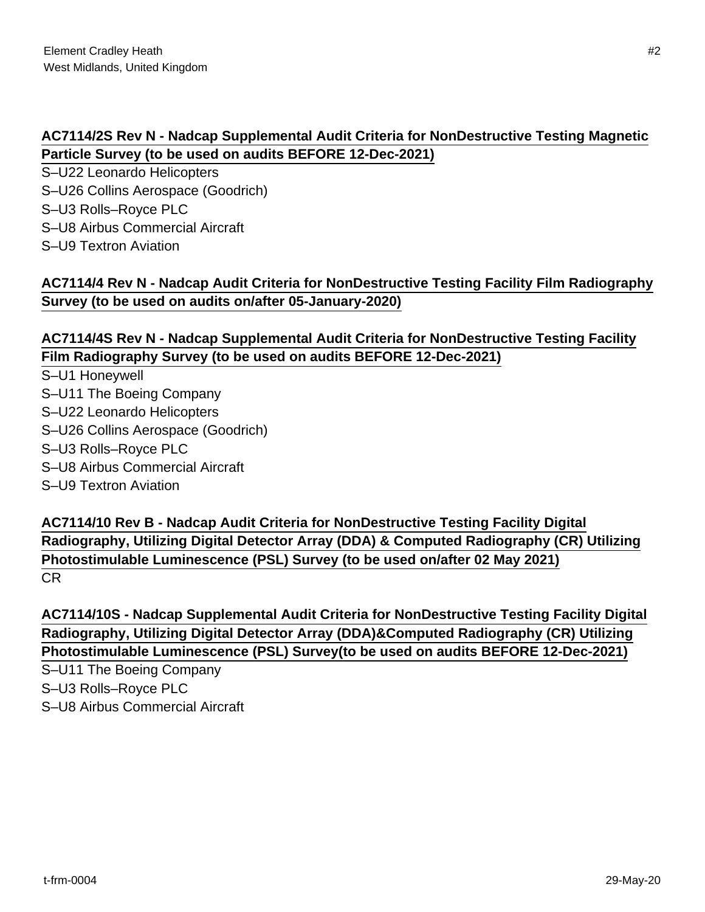**AC7114/2S Rev N - Nadcap Supplemental Audit Criteria for NonDestructive Testing Magnetic Particle Survey (to be used on audits BEFORE 12-Dec-2021)**

S–U22 Leonardo Helicopters
S–U26 Collins Aerospace (Goodrich)
S–U3 Rolls–Royce PLC
S–U8 Airbus Commercial Aircraft
S–U9 Textron Aviation

**AC7114/4 Rev N - Nadcap Audit Criteria for NonDestructive Testing Facility Film Radiography Survey (to be used on audits on/after 05-January-2020)**

**AC7114/4S Rev N - Nadcap Supplemental Audit Criteria for NonDestructive Testing Facility Film Radiography Survey (to be used on audits BEFORE 12-Dec-2021)**

S–U1 Honeywell
S–U11 The Boeing Company
S–U22 Leonardo Helicopters
S–U26 Collins Aerospace (Goodrich)
S–U3 Rolls–Royce PLC
S–U8 Airbus Commercial Aircraft
S–U9 Textron Aviation

**AC7114/10 Rev B - Nadcap Audit Criteria for NonDestructive Testing Facility Digital Radiography, Utilizing Digital Detector Array (DDA) & Computed Radiography (CR) Utilizing Photostimulable Luminescence (PSL) Survey (to be used on/after 02 May 2021)**

CR

**AC7114/10S - Nadcap Supplemental Audit Criteria for NonDestructive Testing Facility Digital Radiography, Utilizing Digital Detector Array (DDA)&Computed Radiography (CR) Utilizing Photostimulable Luminescence (PSL) Survey(to be used on audits BEFORE 12-Dec-2021)**

S–U11 The Boeing Company
S–U3 Rolls–Royce PLC
S–U8 Airbus Commercial Aircraft